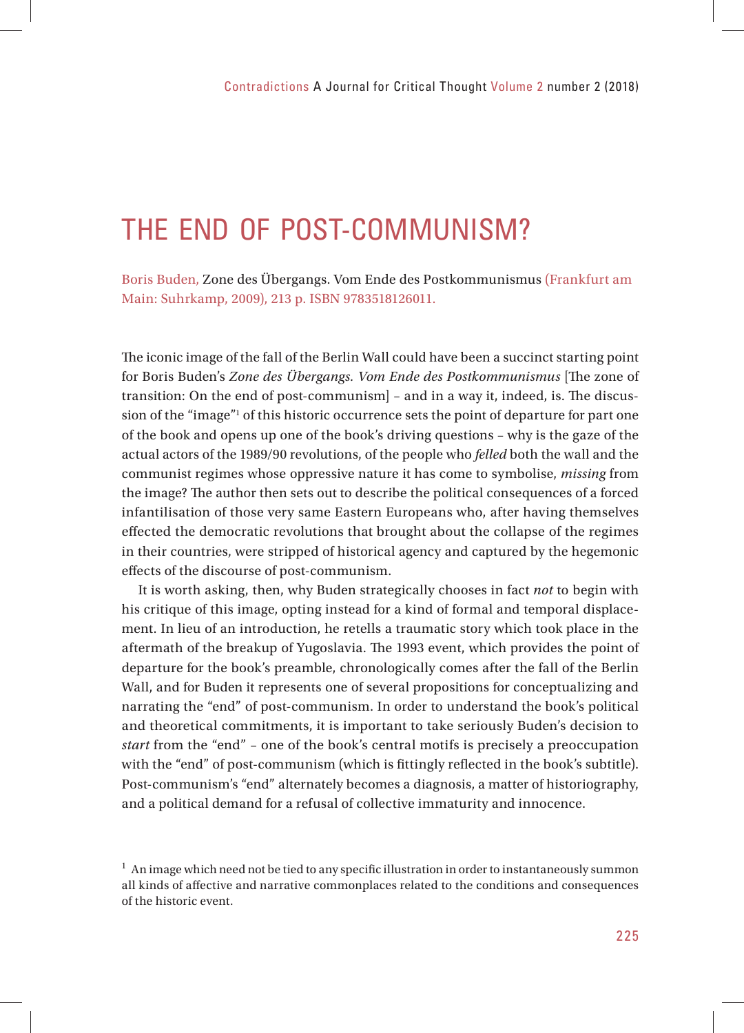# THE END OF POST-COMMUNISM?

Boris Buden, Zone des Übergangs. Vom Ende des Postkommunismus (Frankfurt am Main: Suhrkamp, 2009), 213 p. ISBN 9783518126011.

The iconic image of the fall of the Berlin Wall could have been a succinct starting point for Boris Buden's *Zone des Übergangs. Vom Ende des Postkommunismus* [The zone of transition: On the end of post-communism] – and in a way it, indeed, is. The discussion of the "image"[1] of this historic occurrence sets the point of departure for part one of the book and opens up one of the book's driving questions – why is the gaze of the actual actors of the 1989/90 revolutions, of the people who *felled* both the wall and the communist regimes whose oppressive nature it has come to symbolise, *missing* from the image? The author then sets out to describe the political consequences of a forced infantilisation of those very same Eastern Europeans who, after having themselves effected the democratic revolutions that brought about the collapse of the regimes in their countries, were stripped of historical agency and captured by the hegemonic effects of the discourse of post-communism.

It is worth asking, then, why Buden strategically chooses in fact *not* to begin with his critique of this image, opting instead for a kind of formal and temporal displacement. In lieu of an introduction, he retells a traumatic story which took place in the aftermath of the breakup of Yugoslavia. The 1993 event, which provides the point of departure for the book's preamble, chronologically comes after the fall of the Berlin Wall, and for Buden it represents one of several propositions for conceptualizing and narrating the "end" of post-communism. In order to understand the book's political and theoretical commitments, it is important to take seriously Buden's decision to *start* from the "end" – one of the book's central motifs is precisely a preoccupation with the "end" of post-communism (which is fittingly reflected in the book's subtitle). Post-communism's "end" alternately becomes a diagnosis, a matter of historiography, and a political demand for a refusal of collective immaturity and innocence.

[1] An image which need not be tied to any specific illustration in order to instantaneously summon all kinds of affective and narrative commonplaces related to the conditions and consequences of the historic event.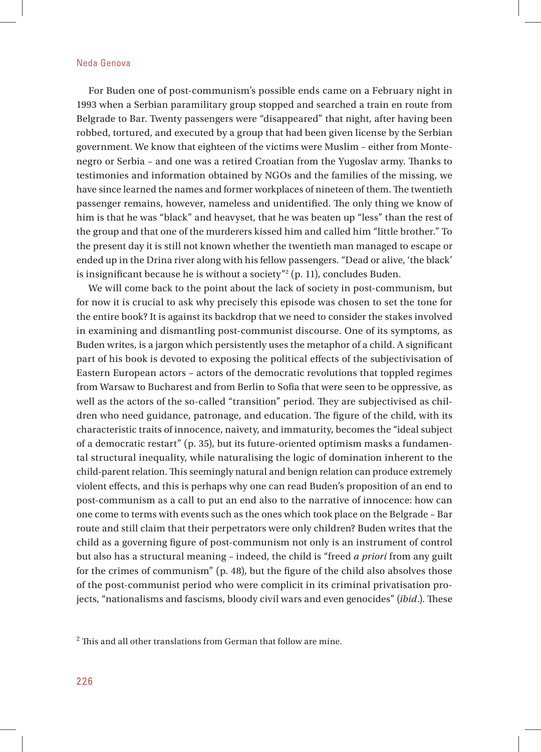For Buden one of post-communism's possible ends came on a February night in 1993 when a Serbian paramilitary group stopped and searched a train en route from Belgrade to Bar. Twenty passengers were "disappeared" that night, after having been robbed, tortured, and executed by a group that had been given license by the Serbian government. We know that eighteen of the victims were Muslim – either from Montenegro or Serbia – and one was a retired Croatian from the Yugoslav army. Thanks to testimonies and information obtained by NGOs and the families of the missing, we have since learned the names and former workplaces of nineteen of them. The twentieth passenger remains, however, nameless and unidentified. The only thing we know of him is that he was "black" and heavyset, that he was beaten up "less" than the rest of the group and that one of the murderers kissed him and called him "little brother." To the present day it is still not known whether the twentieth man managed to escape or ended up in the Drina river along with his fellow passengers. "Dead or alive, 'the black' is insignificant because he is without a society"[2] (p. 11), concludes Buden.

We will come back to the point about the lack of society in post-communism, but for now it is crucial to ask why precisely this episode was chosen to set the tone for the entire book? It is against its backdrop that we need to consider the stakes involved in examining and dismantling post-communist discourse. One of its symptoms, as Buden writes, is a jargon which persistently uses the metaphor of a child. A significant part of his book is devoted to exposing the political effects of the subjectivisation of Eastern European actors – actors of the democratic revolutions that toppled regimes from Warsaw to Bucharest and from Berlin to Sofia that were seen to be oppressive, as well as the actors of the so-called "transition" period. They are subjectivised as children who need guidance, patronage, and education. The figure of the child, with its characteristic traits of innocence, naivety, and immaturity, becomes the "ideal subject of a democratic restart" (p. 35), but its future-oriented optimism masks a fundamental structural inequality, while naturalising the logic of domination inherent to the child-parent relation. This seemingly natural and benign relation can produce extremely violent effects, and this is perhaps why one can read Buden's proposition of an end to post-communism as a call to put an end also to the narrative of innocence: how can one come to terms with events such as the ones which took place on the Belgrade – Bar route and still claim that their perpetrators were only children? Buden writes that the child as a governing figure of post-communism not only is an instrument of control but also has a structural meaning – indeed, the child is "freed *a priori* from any guilt for the crimes of communism" (p. 48), but the figure of the child also absolves those of the post-communist period who were complicit in its criminal privatisation projects, "nationalisms and fascisms, bloody civil wars and even genocides" (*ibid*.). These

[2] This and all other translations from German that follow are mine.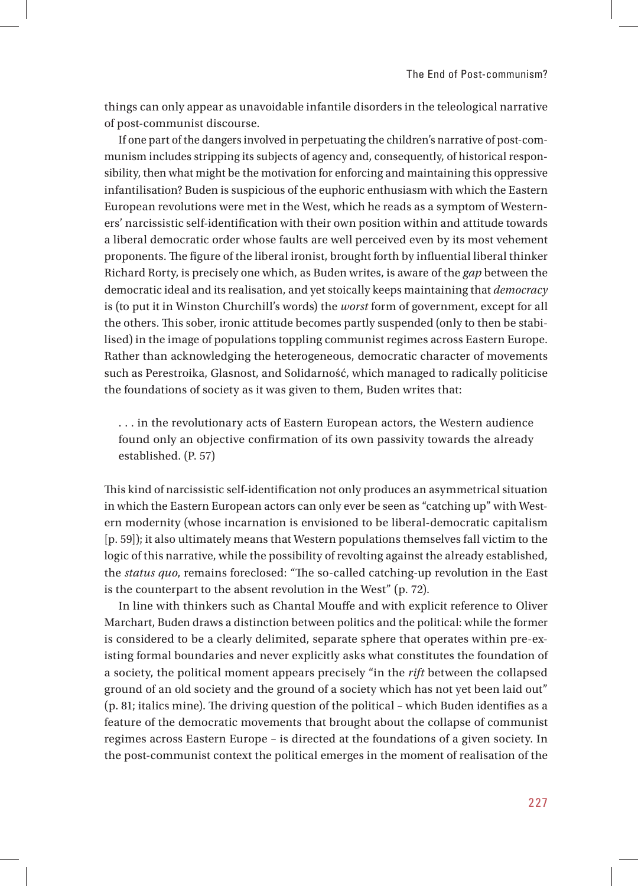things can only appear as unavoidable infantile disorders in the teleological narrative of post-communist discourse.

If one part of the dangers involved in perpetuating the children's narrative of post-communism includes stripping its subjects of agency and, consequently, of historical responsibility, then what might be the motivation for enforcing and maintaining this oppressive infantilisation? Buden is suspicious of the euphoric enthusiasm with which the Eastern European revolutions were met in the West, which he reads as a symptom of Westerners' narcissistic self-identification with their own position within and attitude towards a liberal democratic order whose faults are well perceived even by its most vehement proponents. The figure of the liberal ironist, brought forth by influential liberal thinker Richard Rorty, is precisely one which, as Buden writes, is aware of the *gap* between the democratic ideal and its realisation, and yet stoically keeps maintaining that *democracy* is (to put it in Winston Churchill's words) the *worst* form of government, except for all the others. This sober, ironic attitude becomes partly suspended (only to then be stabilised) in the image of populations toppling communist regimes across Eastern Europe. Rather than acknowledging the heterogeneous, democratic character of movements such as Perestroika, Glasnost, and Solidarność, which managed to radically politicise the foundations of society as it was given to them, Buden writes that:

> . . . in the revolutionary acts of Eastern European actors, the Western audience found only an objective confirmation of its own passivity towards the already established. (P. 57)

This kind of narcissistic self-identification not only produces an asymmetrical situation in which the Eastern European actors can only ever be seen as "catching up" with Western modernity (whose incarnation is envisioned to be liberal-democratic capitalism [p. 59]); it also ultimately means that Western populations themselves fall victim to the logic of this narrative, while the possibility of revolting against the already established, the *status quo*, remains foreclosed: "The so-called catching-up revolution in the East is the counterpart to the absent revolution in the West" (p. 72).

In line with thinkers such as Chantal Mouffe and with explicit reference to Oliver Marchart, Buden draws a distinction between politics and the political: while the former is considered to be a clearly delimited, separate sphere that operates within pre-existing formal boundaries and never explicitly asks what constitutes the foundation of a society, the political moment appears precisely "in the *rift* between the collapsed ground of an old society and the ground of a society which has not yet been laid out" (p. 81; italics mine). The driving question of the political – which Buden identifies as a feature of the democratic movements that brought about the collapse of communist regimes across Eastern Europe – is directed at the foundations of a given society. In the post-communist context the political emerges in the moment of realisation of the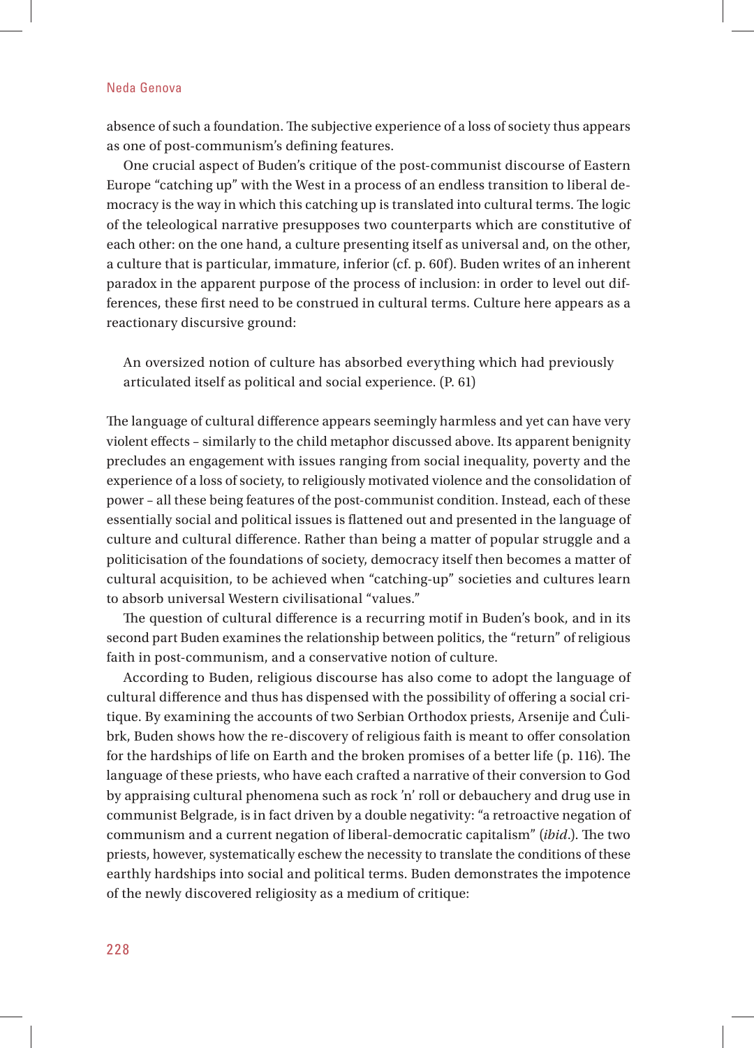absence of such a foundation. The subjective experience of a loss of society thus appears as one of post-communism's defining features.

One crucial aspect of Buden's critique of the post-communist discourse of Eastern Europe "catching up" with the West in a process of an endless transition to liberal democracy is the way in which this catching up is translated into cultural terms. The logic of the teleological narrative presupposes two counterparts which are constitutive of each other: on the one hand, a culture presenting itself as universal and, on the other, a culture that is particular, immature, inferior (cf. p. 60f). Buden writes of an inherent paradox in the apparent purpose of the process of inclusion: in order to level out differences, these first need to be construed in cultural terms. Culture here appears as a reactionary discursive ground:

> An oversized notion of culture has absorbed everything which had previously articulated itself as political and social experience. (P. 61)

The language of cultural difference appears seemingly harmless and yet can have very violent effects – similarly to the child metaphor discussed above. Its apparent benignity precludes an engagement with issues ranging from social inequality, poverty and the experience of a loss of society, to religiously motivated violence and the consolidation of power – all these being features of the post-communist condition. Instead, each of these essentially social and political issues is flattened out and presented in the language of culture and cultural difference. Rather than being a matter of popular struggle and a politicisation of the foundations of society, democracy itself then becomes a matter of cultural acquisition, to be achieved when "catching-up" societies and cultures learn to absorb universal Western civilisational "values."

The question of cultural difference is a recurring motif in Buden's book, and in its second part Buden examines the relationship between politics, the "return" of religious faith in post-communism, and a conservative notion of culture.

According to Buden, religious discourse has also come to adopt the language of cultural difference and thus has dispensed with the possibility of offering a social critique. By examining the accounts of two Serbian Orthodox priests, Arsenije and Ćulibrk, Buden shows how the re-discovery of religious faith is meant to offer consolation for the hardships of life on Earth and the broken promises of a better life (p. 116). The language of these priests, who have each crafted a narrative of their conversion to God by appraising cultural phenomena such as rock 'n' roll or debauchery and drug use in communist Belgrade, is in fact driven by a double negativity: "a retroactive negation of communism and a current negation of liberal-democratic capitalism" (*ibid*.). The two priests, however, systematically eschew the necessity to translate the conditions of these earthly hardships into social and political terms. Buden demonstrates the impotence of the newly discovered religiosity as a medium of critique: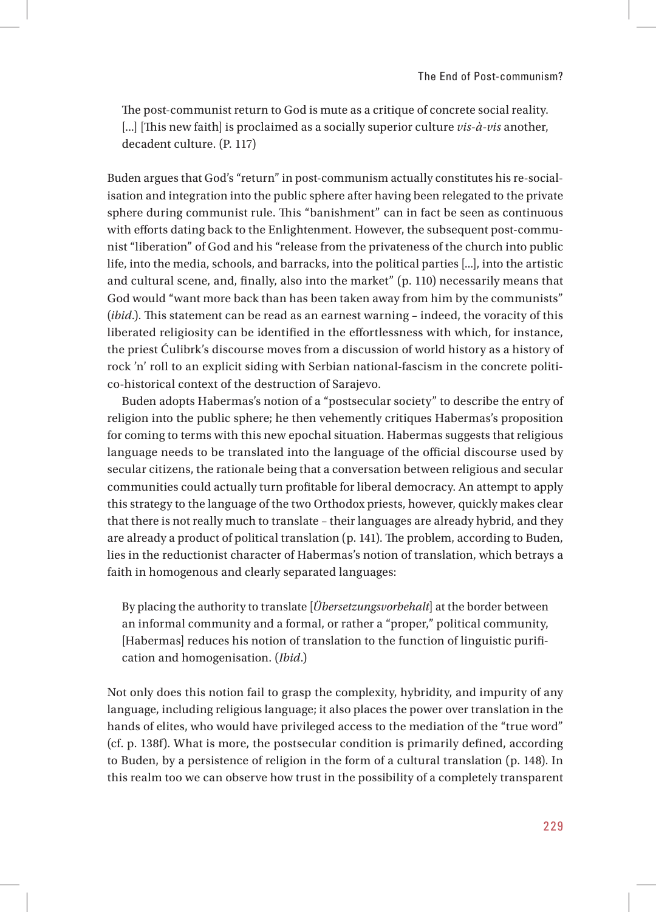> The post-communist return to God is mute as a critique of concrete social reality. […] [This new faith] is proclaimed as a socially superior culture *vis-à-vis* another, decadent culture. (P. 117)

Buden argues that God's "return" in post-communism actually constitutes his re-socialisation and integration into the public sphere after having been relegated to the private sphere during communist rule. This "banishment" can in fact be seen as continuous with efforts dating back to the Enlightenment. However, the subsequent post-communist "liberation" of God and his "release from the privateness of the church into public life, into the media, schools, and barracks, into the political parties […], into the artistic and cultural scene, and, finally, also into the market" (p. 110) necessarily means that God would "want more back than has been taken away from him by the communists" (*ibid*.). This statement can be read as an earnest warning – indeed, the voracity of this liberated religiosity can be identified in the effortlessness with which, for instance, the priest Ćulibrk's discourse moves from a discussion of world history as a history of rock 'n' roll to an explicit siding with Serbian national-fascism in the concrete politico-historical context of the destruction of Sarajevo.

Buden adopts Habermas's notion of a "postsecular society" to describe the entry of religion into the public sphere; he then vehemently critiques Habermas's proposition for coming to terms with this new epochal situation. Habermas suggests that religious language needs to be translated into the language of the official discourse used by secular citizens, the rationale being that a conversation between religious and secular communities could actually turn profitable for liberal democracy. An attempt to apply this strategy to the language of the two Orthodox priests, however, quickly makes clear that there is not really much to translate – their languages are already hybrid, and they are already a product of political translation (p. 141). The problem, according to Buden, lies in the reductionist character of Habermas's notion of translation, which betrays a faith in homogenous and clearly separated languages:

> By placing the authority to translate [*Übersetzungsvorbehalt*] at the border between an informal community and a formal, or rather a "proper," political community, [Habermas] reduces his notion of translation to the function of linguistic purification and homogenisation. (*Ibid*.)

Not only does this notion fail to grasp the complexity, hybridity, and impurity of any language, including religious language; it also places the power over translation in the hands of elites, who would have privileged access to the mediation of the "true word" (cf. p. 138f). What is more, the postsecular condition is primarily defined, according to Buden, by a persistence of religion in the form of a cultural translation (p. 148). In this realm too we can observe how trust in the possibility of a completely transparent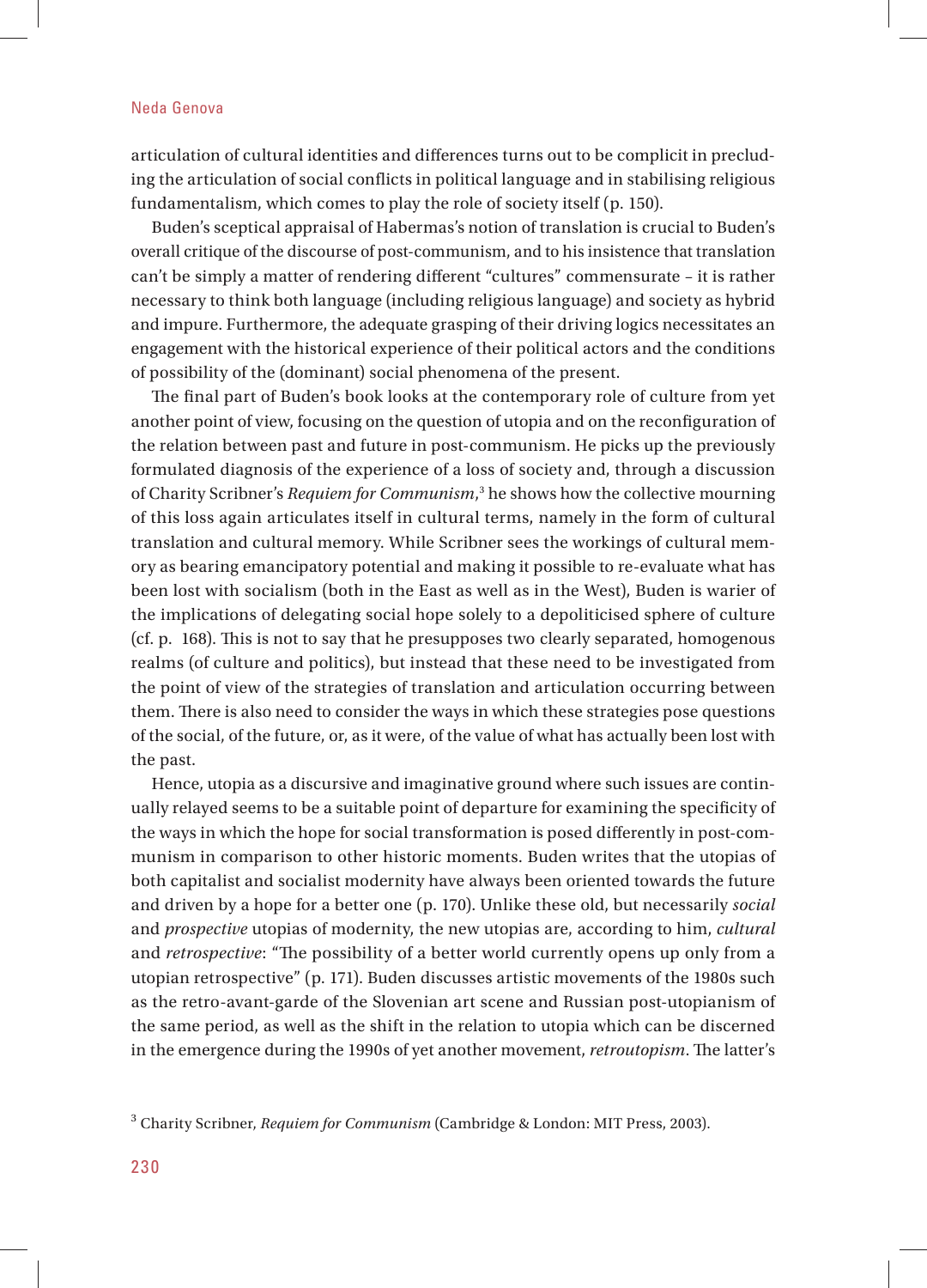articulation of cultural identities and differences turns out to be complicit in precluding the articulation of social conflicts in political language and in stabilising religious fundamentalism, which comes to play the role of society itself (p. 150).

Buden's sceptical appraisal of Habermas's notion of translation is crucial to Buden's overall critique of the discourse of post-communism, and to his insistence that translation can't be simply a matter of rendering different "cultures" commensurate – it is rather necessary to think both language (including religious language) and society as hybrid and impure. Furthermore, the adequate grasping of their driving logics necessitates an engagement with the historical experience of their political actors and the conditions of possibility of the (dominant) social phenomena of the present.

The final part of Buden's book looks at the contemporary role of culture from yet another point of view, focusing on the question of utopia and on the reconfiguration of the relation between past and future in post-communism. He picks up the previously formulated diagnosis of the experience of a loss of society and, through a discussion of Charity Scribner's *Requiem for Communism*,[3] he shows how the collective mourning of this loss again articulates itself in cultural terms, namely in the form of cultural translation and cultural memory. While Scribner sees the workings of cultural memory as bearing emancipatory potential and making it possible to re-evaluate what has been lost with socialism (both in the East as well as in the West), Buden is warier of the implications of delegating social hope solely to a depoliticised sphere of culture (cf. p. 168). This is not to say that he presupposes two clearly separated, homogenous realms (of culture and politics), but instead that these need to be investigated from the point of view of the strategies of translation and articulation occurring between them. There is also need to consider the ways in which these strategies pose questions of the social, of the future, or, as it were, of the value of what has actually been lost with the past.

Hence, utopia as a discursive and imaginative ground where such issues are continually relayed seems to be a suitable point of departure for examining the specificity of the ways in which the hope for social transformation is posed differently in post-communism in comparison to other historic moments. Buden writes that the utopias of both capitalist and socialist modernity have always been oriented towards the future and driven by a hope for a better one (p. 170). Unlike these old, but necessarily *social* and *prospective* utopias of modernity, the new utopias are, according to him, *cultural* and *retrospective*: "The possibility of a better world currently opens up only from a utopian retrospective" (p. 171). Buden discusses artistic movements of the 1980s such as the retro-avant-garde of the Slovenian art scene and Russian post-utopianism of the same period, as well as the shift in the relation to utopia which can be discerned in the emergence during the 1990s of yet another movement, *retroutopism*. The latter's

[3] Charity Scribner, *Requiem for Communism* (Cambridge & London: MIT Press, 2003).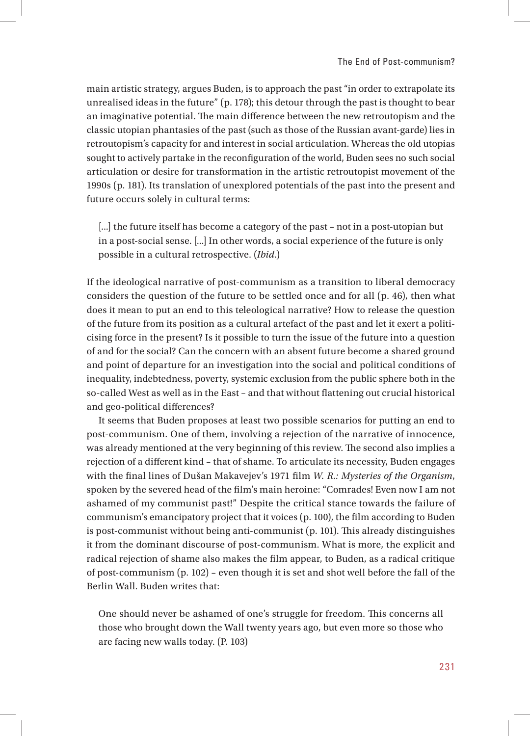main artistic strategy, argues Buden, is to approach the past "in order to extrapolate its unrealised ideas in the future" (p. 178); this detour through the past is thought to bear an imaginative potential. The main difference between the new retroutopism and the classic utopian phantasies of the past (such as those of the Russian avant-garde) lies in retroutopism's capacity for and interest in social articulation. Whereas the old utopias sought to actively partake in the reconfiguration of the world, Buden sees no such social articulation or desire for transformation in the artistic retroutopist movement of the 1990s (p. 181). Its translation of unexplored potentials of the past into the present and future occurs solely in cultural terms:

> [...] the future itself has become a category of the past – not in a post-utopian but in a post-social sense. [...] In other words, a social experience of the future is only possible in a cultural retrospective. (*Ibid.*)

If the ideological narrative of post-communism as a transition to liberal democracy considers the question of the future to be settled once and for all (p. 46), then what does it mean to put an end to this teleological narrative? How to release the question of the future from its position as a cultural artefact of the past and let it exert a politicising force in the present? Is it possible to turn the issue of the future into a question of and for the social? Can the concern with an absent future become a shared ground and point of departure for an investigation into the social and political conditions of inequality, indebtedness, poverty, systemic exclusion from the public sphere both in the so-called West as well as in the East – and that without flattening out crucial historical and geo-political differences?

It seems that Buden proposes at least two possible scenarios for putting an end to post-communism. One of them, involving a rejection of the narrative of innocence, was already mentioned at the very beginning of this review. The second also implies a rejection of a different kind – that of shame. To articulate its necessity, Buden engages with the final lines of Dušan Makavejev's 1971 film *W. R.: Mysteries of the Organism*, spoken by the severed head of the film's main heroine: "Comrades! Even now I am not ashamed of my communist past!" Despite the critical stance towards the failure of communism's emancipatory project that it voices (p. 100), the film according to Buden is post-communist without being anti-communist (p. 101). This already distinguishes it from the dominant discourse of post-communism. What is more, the explicit and radical rejection of shame also makes the film appear, to Buden, as a radical critique of post-communism (p. 102) – even though it is set and shot well before the fall of the Berlin Wall. Buden writes that:

> One should never be ashamed of one's struggle for freedom. This concerns all those who brought down the Wall twenty years ago, but even more so those who are facing new walls today. (P. 103)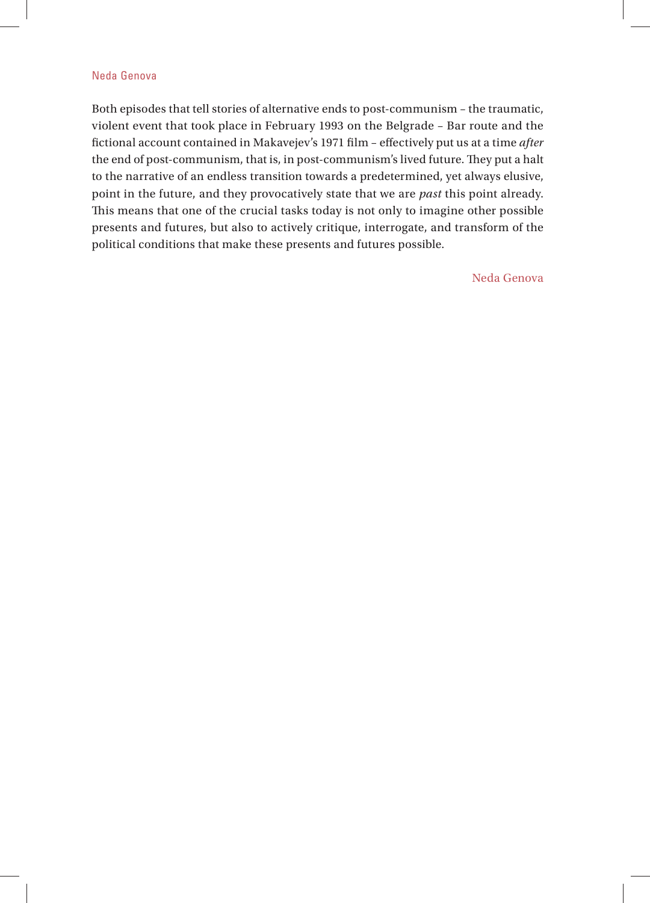Both episodes that tell stories of alternative ends to post-communism – the traumatic, violent event that took place in February 1993 on the Belgrade – Bar route and the fictional account contained in Makavejev's 1971 film – effectively put us at a time *after* the end of post-communism, that is, in post-communism's lived future. They put a halt to the narrative of an endless transition towards a predetermined, yet always elusive, point in the future, and they provocatively state that we are *past* this point already. This means that one of the crucial tasks today is not only to imagine other possible presents and futures, but also to actively critique, interrogate, and transform of the political conditions that make these presents and futures possible.

Neda Genova